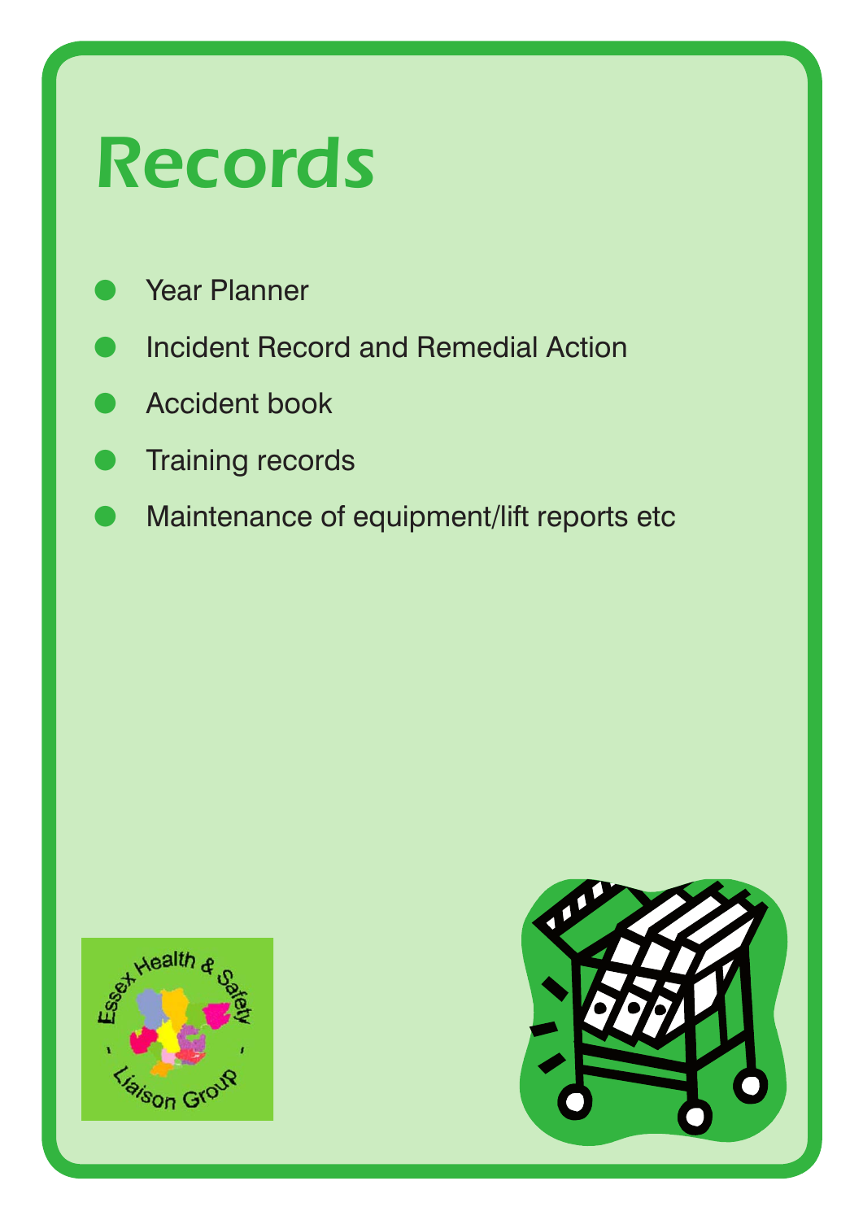# Records

- Year Planner
- Incident Record and Remedial Action
- Accident book
- Training records
- Maintenance of equipment/lift reports etc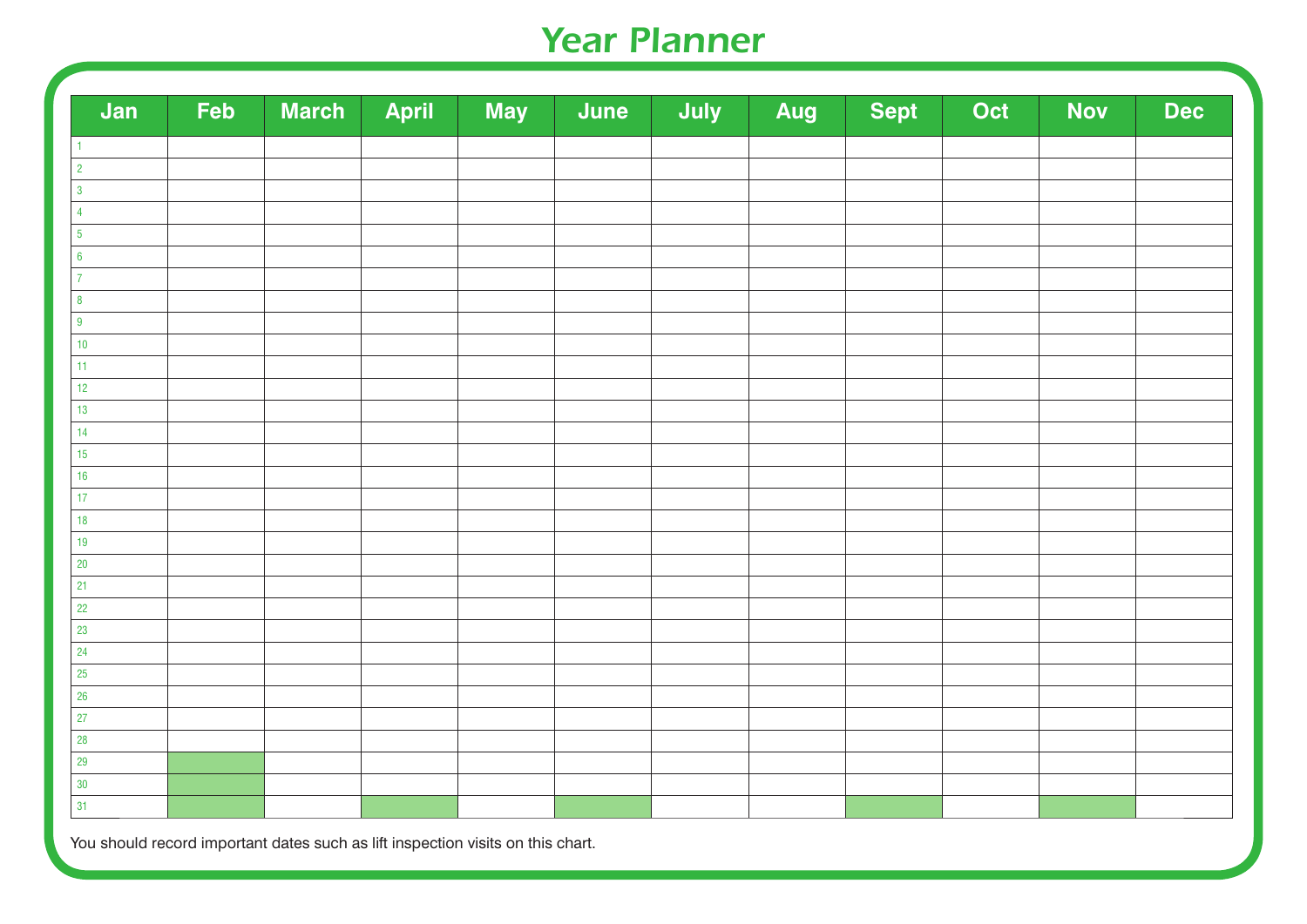# Year Planner

| Jan | Feb | March | April | May | June | July | Aug | Sept | Oct | Nov | Dec |
|---|---|---|---|---|---|---|---|---|---|---|---|
| 1 | | | | | | | | | | | |
| 2 | | | | | | | | | | | |
| 3 | | | | | | | | | | | |
| 4 | | | | | | | | | | | |
| 5 | | | | | | | | | | | |
| 6 | | | | | | | | | | | |
| 7 | | | | | | | | | | | |
| 8 | | | | | | | | | | | |
| 9 | | | | | | | | | | | |
| 10 | | | | | | | | | | | |
| 11 | | | | | | | | | | | |
| 12 | | | | | | | | | | | |
| 13 | | | | | | | | | | | |
| 14 | | | | | | | | | | | |
| 15 | | | | | | | | | | | |
| 16 | | | | | | | | | | | |
| 17 | | | | | | | | | | | |
| 18 | | | | | | | | | | | |
| 19 | | | | | | | | | | | |
| 20 | | | | | | | | | | | |
| 21 | | | | | | | | | | | |
| 22 | | | | | | | | | | | |
| 23 | | | | | | | | | | | |
| 24 | | | | | | | | | | | |
| 25 | | | | | | | | | | | |
| 26 | | | | | | | | | | | |
| 27 | | | | | | | | | | | |
| 28 | | | | | | | | | | | |
| 29 | | | | | | | | | | | |
| 30 | | | | | | | | | | | |
| 31 | | | | | | | | | | | |

You should record important dates such as lift inspection visits on this chart.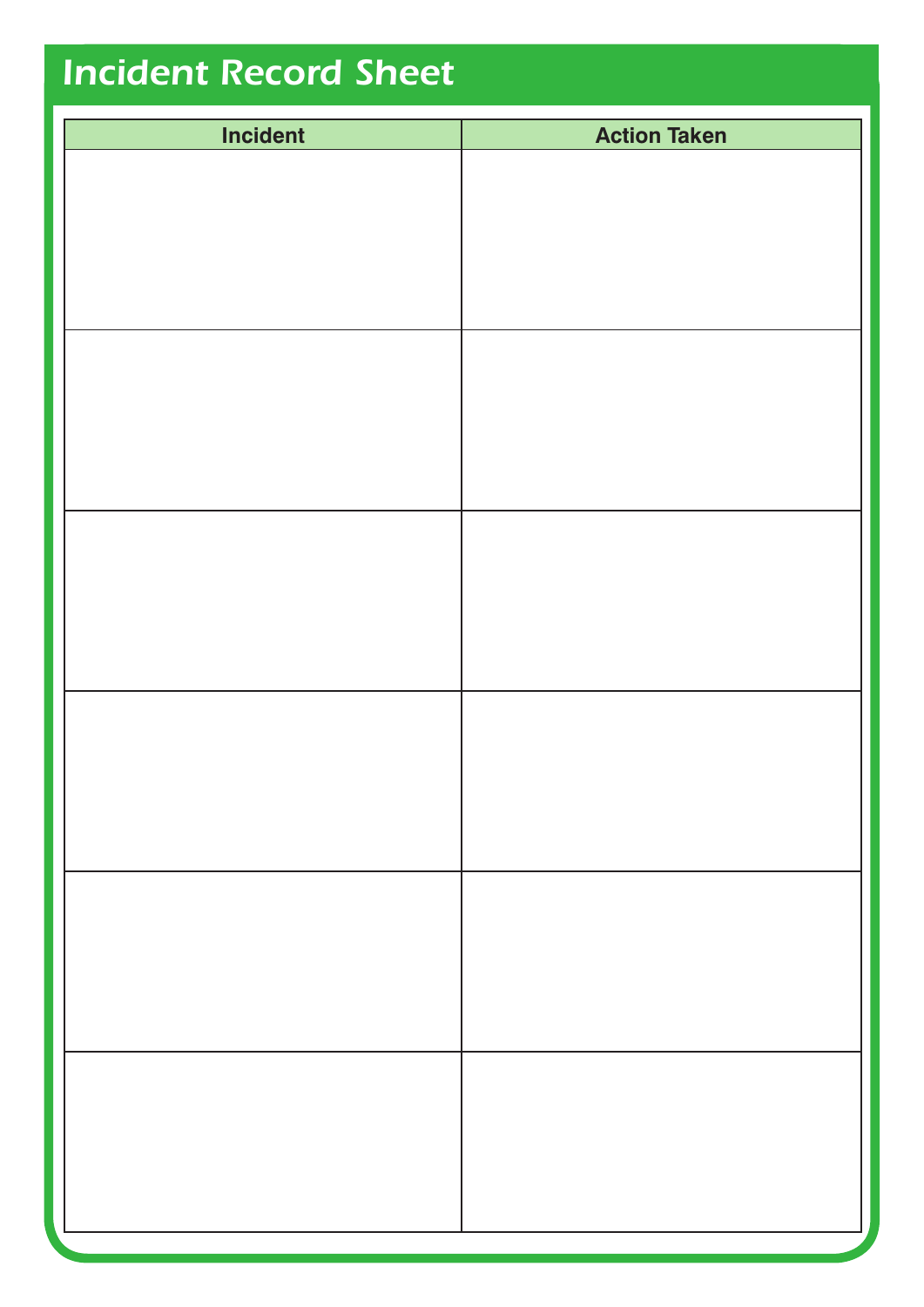# Incident Record Sheet

| Incident | Action Taken |
|---|---|
| | |
| | |
| | |
| | |
| | |
| | |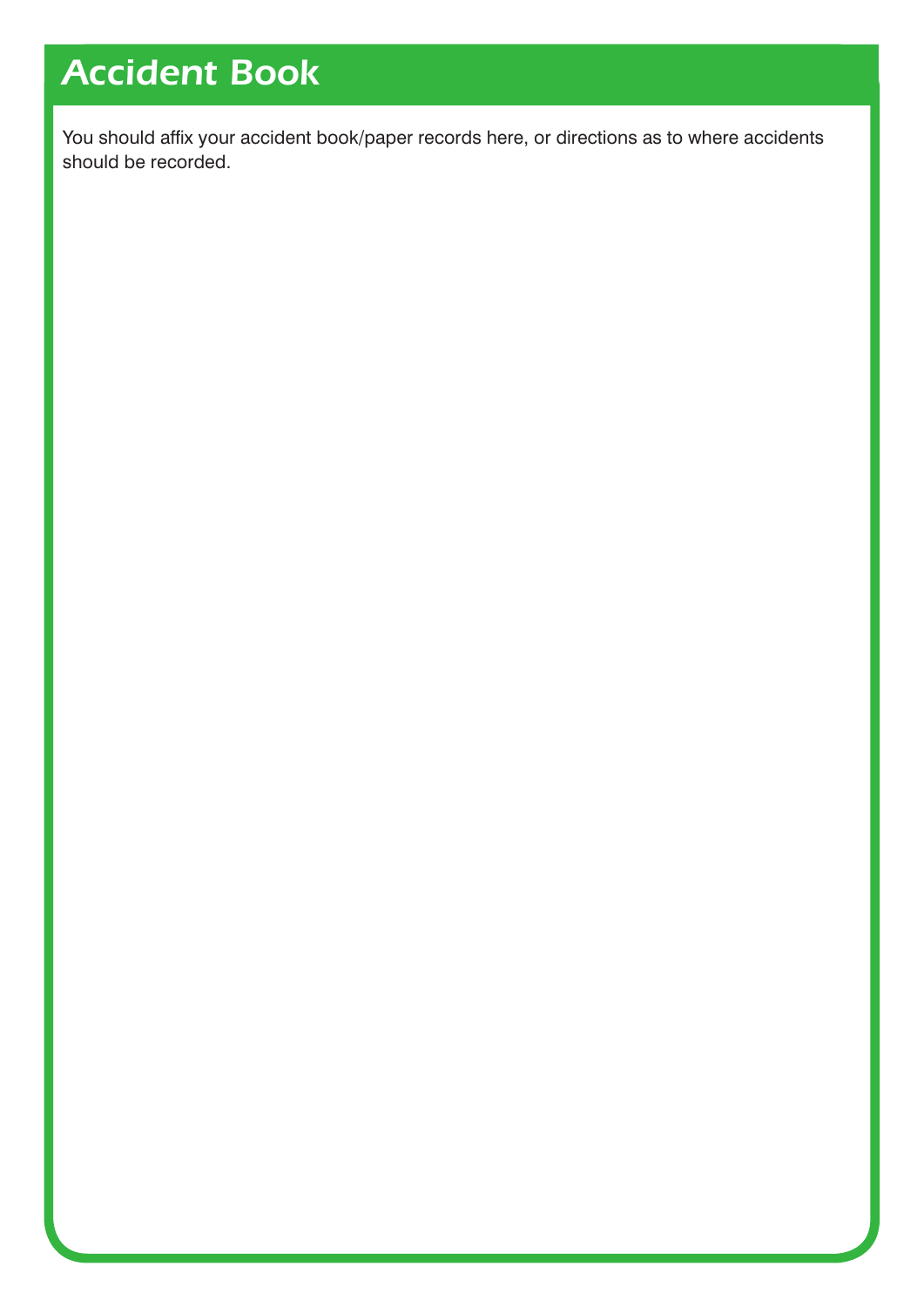# Accident Book

You should affix your accident book/paper records here, or directions as to where accidents should be recorded.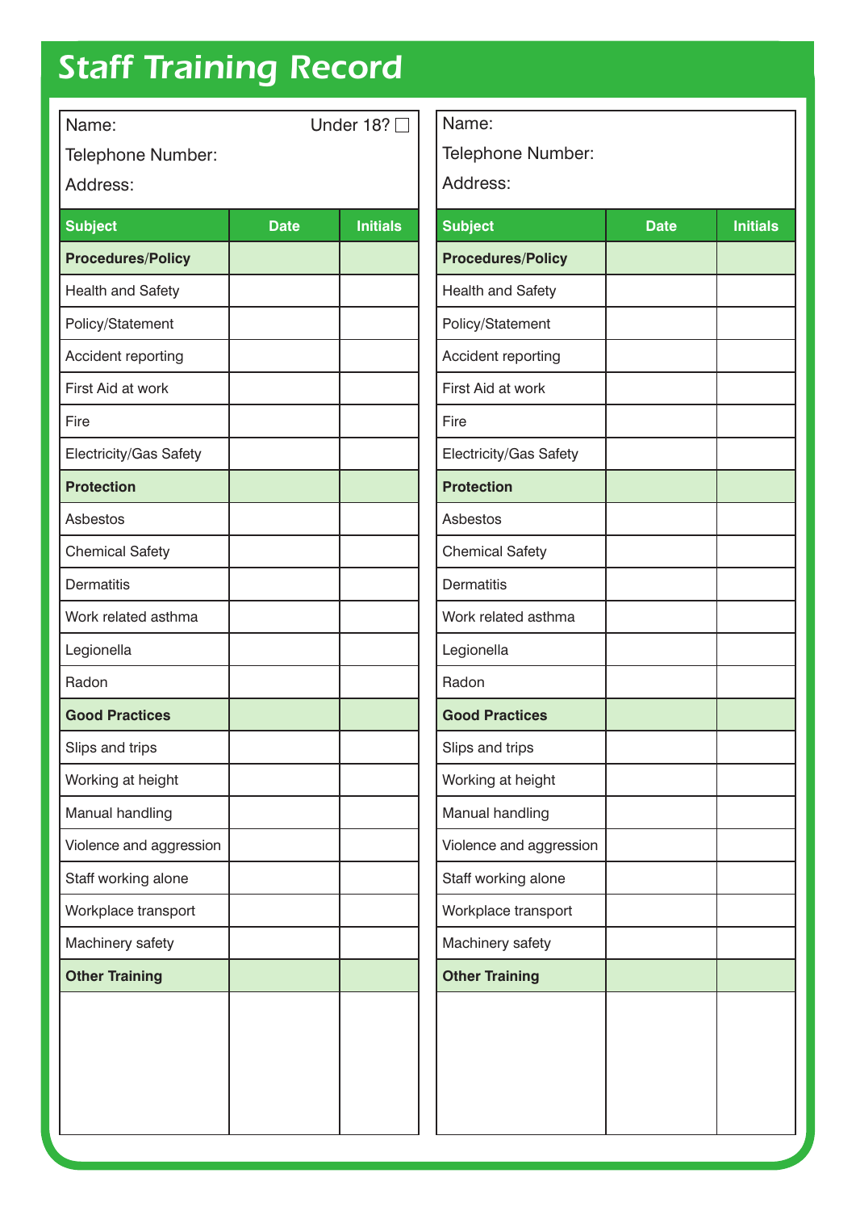# Staff Training Record

Name: Under 18? ☐

Telephone Number:

Address:

| Subject | Date | Initials |
|---|---|---|
| **Procedures/Policy** | | |
| Health and Safety | | |
| Policy/Statement | | |
| Accident reporting | | |
| First Aid at work | | |
| Fire | | |
| Electricity/Gas Safety | | |
| **Protection** | | |
| Asbestos | | |
| Chemical Safety | | |
| Dermatitis | | |
| Work related asthma | | |
| Legionella | | |
| Radon | | |
| **Good Practices** | | |
| Slips and trips | | |
| Working at height | | |
| Manual handling | | |
| Violence and aggression | | |
| Staff working alone | | |
| Workplace transport | | |
| Machinery safety | | |
| **Other Training** | | |
| | | |

Name:

Telephone Number:

Address:

| Subject | Date | Initials |
|---|---|---|
| **Procedures/Policy** | | |
| Health and Safety | | |
| Policy/Statement | | |
| Accident reporting | | |
| First Aid at work | | |
| Fire | | |
| Electricity/Gas Safety | | |
| **Protection** | | |
| Asbestos | | |
| Chemical Safety | | |
| Dermatitis | | |
| Work related asthma | | |
| Legionella | | |
| Radon | | |
| **Good Practices** | | |
| Slips and trips | | |
| Working at height | | |
| Manual handling | | |
| Violence and aggression | | |
| Staff working alone | | |
| Workplace transport | | |
| Machinery safety | | |
| **Other Training** | | |
| | | |